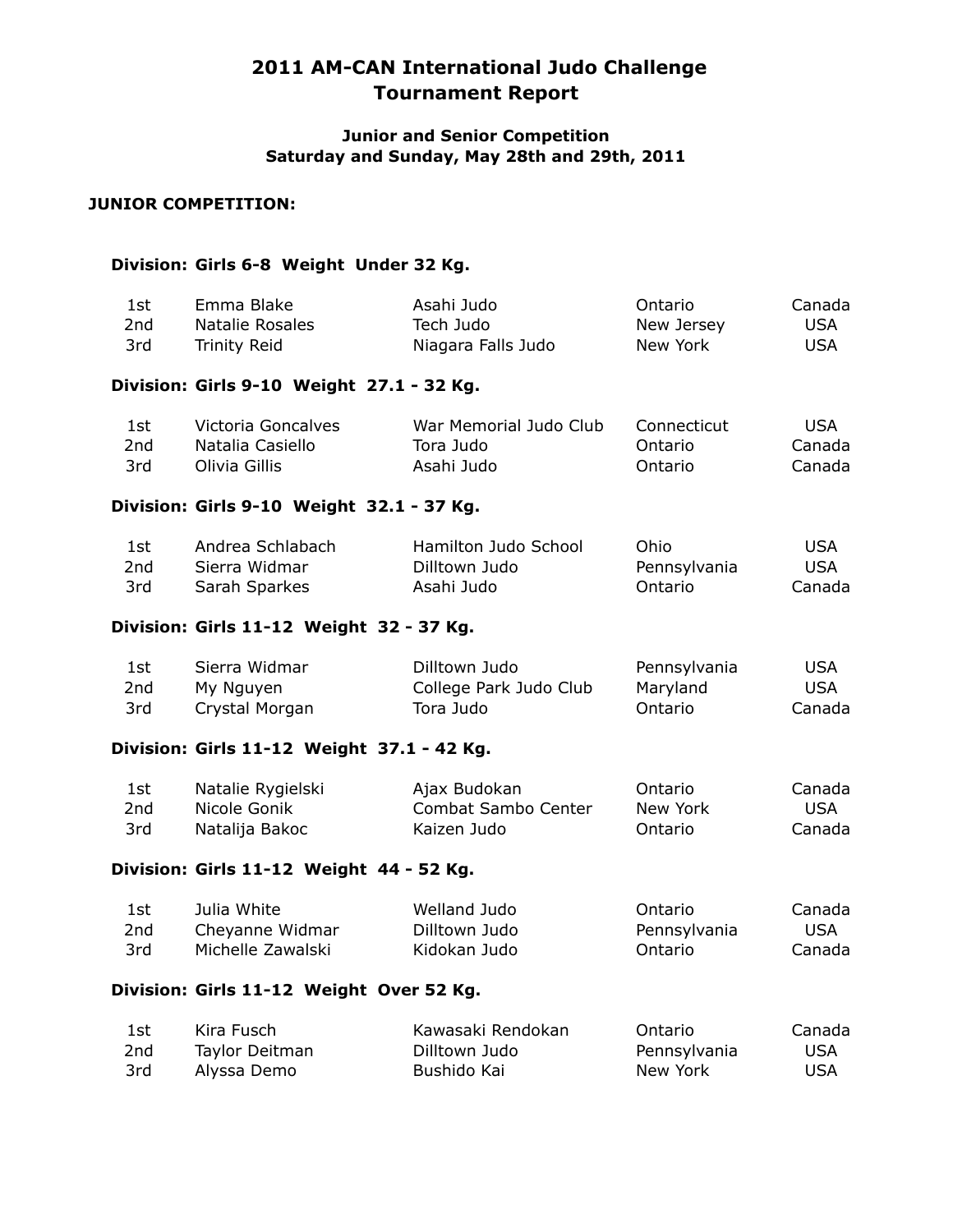# 2011 AM-CAN International Judo Challenge
# Tournament Report

### Junior and Senior Competition
### Saturday and Sunday, May 28th and 29th, 2011

## JUNIOR COMPETITION:

### Division: Girls 6-8 Weight Under 32 Kg.

| | | | | |
|---|---|---|---|---|
| 1st | Emma Blake | Asahi Judo | Ontario | Canada |
| 2nd | Natalie Rosales | Tech Judo | New Jersey | USA |
| 3rd | Trinity Reid | Niagara Falls Judo | New York | USA |

### Division: Girls 9-10 Weight 27.1 - 32 Kg.

| | | | | |
|---|---|---|---|---|
| 1st | Victoria Goncalves | War Memorial Judo Club | Connecticut | USA |
| 2nd | Natalia Casiello | Tora Judo | Ontario | Canada |
| 3rd | Olivia Gillis | Asahi Judo | Ontario | Canada |

### Division: Girls 9-10 Weight 32.1 - 37 Kg.

| | | | | |
|---|---|---|---|---|
| 1st | Andrea Schlabach | Hamilton Judo School | Ohio | USA |
| 2nd | Sierra Widmar | Dilltown Judo | Pennsylvania | USA |
| 3rd | Sarah Sparkes | Asahi Judo | Ontario | Canada |

### Division: Girls 11-12 Weight 32 - 37 Kg.

| | | | | |
|---|---|---|---|---|
| 1st | Sierra Widmar | Dilltown Judo | Pennsylvania | USA |
| 2nd | My Nguyen | College Park Judo Club | Maryland | USA |
| 3rd | Crystal Morgan | Tora Judo | Ontario | Canada |

### Division: Girls 11-12 Weight 37.1 - 42 Kg.

| | | | | |
|---|---|---|---|---|
| 1st | Natalie Rygielski | Ajax Budokan | Ontario | Canada |
| 2nd | Nicole Gonik | Combat Sambo Center | New York | USA |
| 3rd | Natalija Bakoc | Kaizen Judo | Ontario | Canada |

### Division: Girls 11-12 Weight 44 - 52 Kg.

| | | | | |
|---|---|---|---|---|
| 1st | Julia White | Welland Judo | Ontario | Canada |
| 2nd | Cheyanne Widmar | Dilltown Judo | Pennsylvania | USA |
| 3rd | Michelle Zawalski | Kidokan Judo | Ontario | Canada |

### Division: Girls 11-12 Weight Over 52 Kg.

| | | | | |
|---|---|---|---|---|
| 1st | Kira Fusch | Kawasaki Rendokan | Ontario | Canada |
| 2nd | Taylor Deitman | Dilltown Judo | Pennsylvania | USA |
| 3rd | Alyssa Demo | Bushido Kai | New York | USA |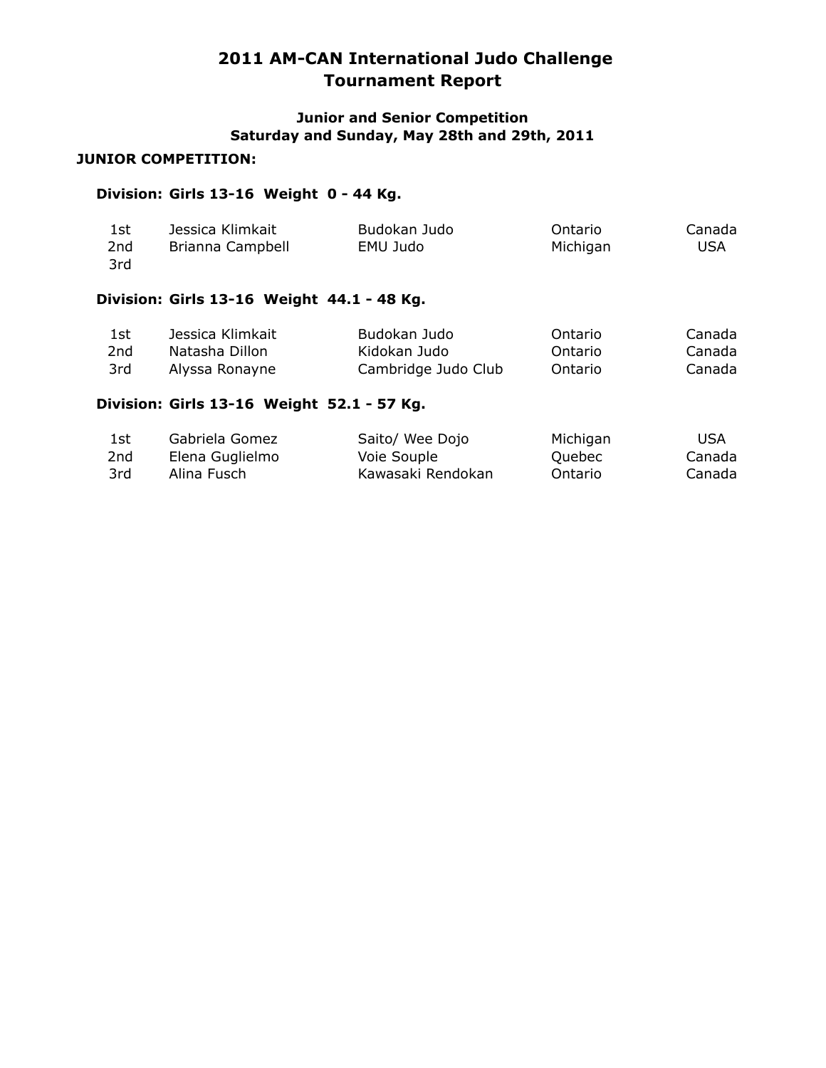# 2011 AM-CAN International Judo Challenge
# Tournament Report

### Junior and Senior Competition
### Saturday and Sunday, May 28th and 29th, 2011

**JUNIOR COMPETITION:**

**Division: Girls 13-16 Weight 0 - 44 Kg.**

| | | | | |
|---|---|---|---|---|
| 1st | Jessica Klimkait | Budokan Judo | Ontario | Canada |
| 2nd | Brianna Campbell | EMU Judo | Michigan | USA |
| 3rd | | | | |

**Division: Girls 13-16 Weight 44.1 - 48 Kg.**

| | | | | |
|---|---|---|---|---|
| 1st | Jessica Klimkait | Budokan Judo | Ontario | Canada |
| 2nd | Natasha Dillon | Kidokan Judo | Ontario | Canada |
| 3rd | Alyssa Ronayne | Cambridge Judo Club | Ontario | Canada |

**Division: Girls 13-16 Weight 52.1 - 57 Kg.**

| | | | | |
|---|---|---|---|---|
| 1st | Gabriela Gomez | Saito/ Wee Dojo | Michigan | USA |
| 2nd | Elena Guglielmo | Voie Souple | Quebec | Canada |
| 3rd | Alina Fusch | Kawasaki Rendokan | Ontario | Canada |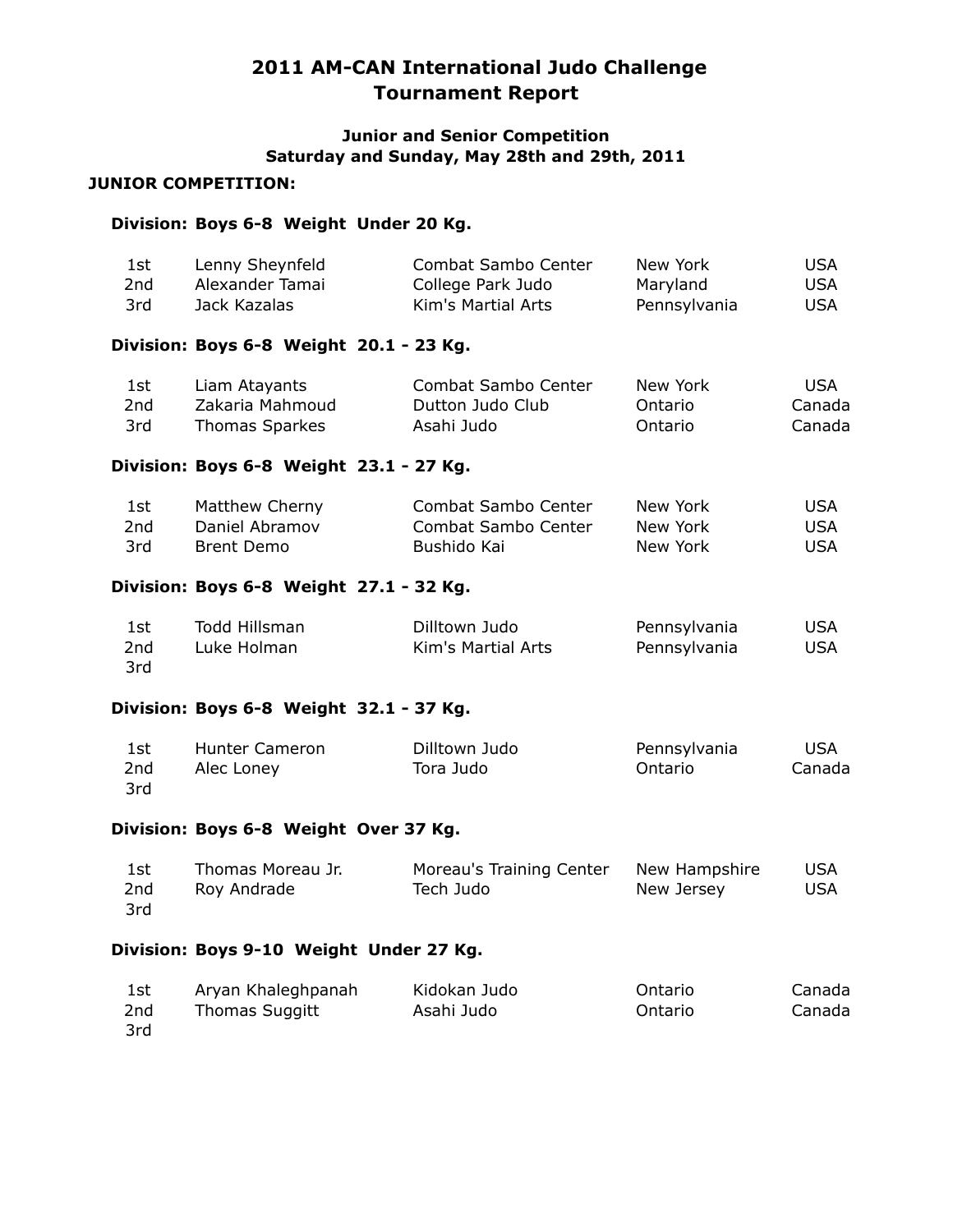# 2011 AM-CAN International Judo Challenge Tournament Report

### Junior and Senior Competition
### Saturday and Sunday, May 28th and 29th, 2011

**JUNIOR COMPETITION:**

**Division: Boys 6-8 Weight Under 20 Kg.**

| | | | | |
|---|---|---|---|---|
| 1st | Lenny Sheynfeld | Combat Sambo Center | New York | USA |
| 2nd | Alexander Tamai | College Park Judo | Maryland | USA |
| 3rd | Jack Kazalas | Kim's Martial Arts | Pennsylvania | USA |

**Division: Boys 6-8 Weight 20.1 - 23 Kg.**

| | | | | |
|---|---|---|---|---|
| 1st | Liam Atayants | Combat Sambo Center | New York | USA |
| 2nd | Zakaria Mahmoud | Dutton Judo Club | Ontario | Canada |
| 3rd | Thomas Sparkes | Asahi Judo | Ontario | Canada |

**Division: Boys 6-8 Weight 23.1 - 27 Kg.**

| | | | | |
|---|---|---|---|---|
| 1st | Matthew Cherny | Combat Sambo Center | New York | USA |
| 2nd | Daniel Abramov | Combat Sambo Center | New York | USA |
| 3rd | Brent Demo | Bushido Kai | New York | USA |

**Division: Boys 6-8 Weight 27.1 - 32 Kg.**

| | | | | |
|---|---|---|---|---|
| 1st | Todd Hillsman | Dilltown Judo | Pennsylvania | USA |
| 2nd | Luke Holman | Kim's Martial Arts | Pennsylvania | USA |
| 3rd | | | | |

**Division: Boys 6-8 Weight 32.1 - 37 Kg.**

| | | | | |
|---|---|---|---|---|
| 1st | Hunter Cameron | Dilltown Judo | Pennsylvania | USA |
| 2nd | Alec Loney | Tora Judo | Ontario | Canada |
| 3rd | | | | |

**Division: Boys 6-8 Weight Over 37 Kg.**

| | | | | |
|---|---|---|---|---|
| 1st | Thomas Moreau Jr. | Moreau's Training Center | New Hampshire | USA |
| 2nd | Roy Andrade | Tech Judo | New Jersey | USA |
| 3rd | | | | |

**Division: Boys 9-10 Weight Under 27 Kg.**

| | | | | |
|---|---|---|---|---|
| 1st | Aryan Khaleghpanah | Kidokan Judo | Ontario | Canada |
| 2nd | Thomas Suggitt | Asahi Judo | Ontario | Canada |
| 3rd | | | | |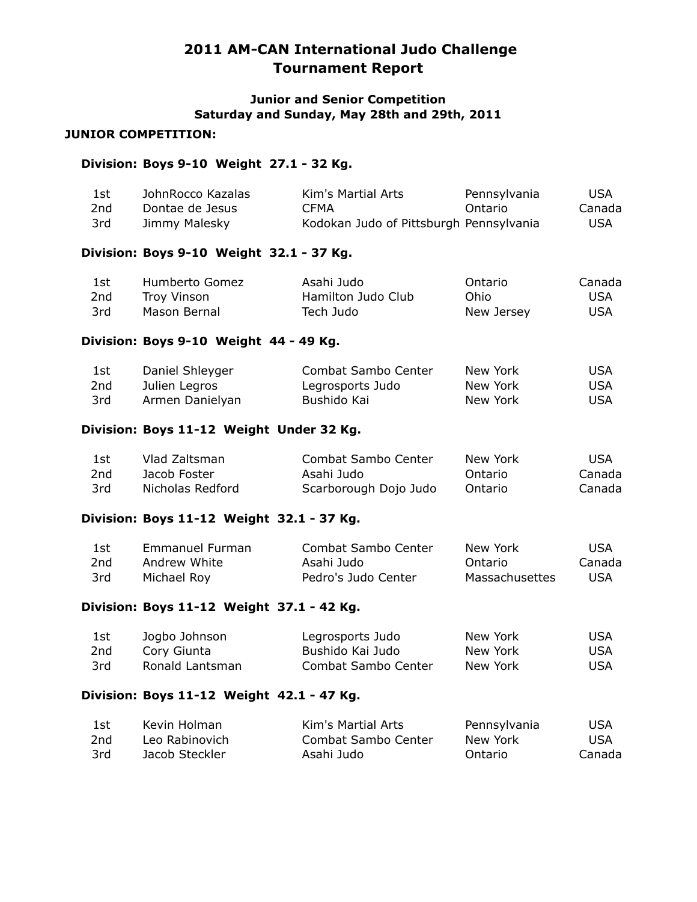# 2011 AM-CAN International Judo Challenge Tournament Report

### Junior and Senior Competition
### Saturday and Sunday, May 28th and 29th, 2011

**JUNIOR COMPETITION:**

**Division: Boys 9-10 Weight 27.1 - 32 Kg.**

| | | | | |
|---|---|---|---|---|
| 1st | JohnRocco Kazalas | Kim's Martial Arts | Pennsylvania | USA |
| 2nd | Dontae de Jesus | CFMA | Ontario | Canada |
| 3rd | Jimmy Malesky | Kodokan Judo of Pittsburgh | Pennsylvania | USA |

**Division: Boys 9-10 Weight 32.1 - 37 Kg.**

| | | | | |
|---|---|---|---|---|
| 1st | Humberto Gomez | Asahi Judo | Ontario | Canada |
| 2nd | Troy Vinson | Hamilton Judo Club | Ohio | USA |
| 3rd | Mason Bernal | Tech Judo | New Jersey | USA |

**Division: Boys 9-10 Weight 44 - 49 Kg.**

| | | | | |
|---|---|---|---|---|
| 1st | Daniel Shleyger | Combat Sambo Center | New York | USA |
| 2nd | Julien Legros | Legrosports Judo | New York | USA |
| 3rd | Armen Danielyan | Bushido Kai | New York | USA |

**Division: Boys 11-12 Weight Under 32 Kg.**

| | | | | |
|---|---|---|---|---|
| 1st | Vlad Zaltsman | Combat Sambo Center | New York | USA |
| 2nd | Jacob Foster | Asahi Judo | Ontario | Canada |
| 3rd | Nicholas Redford | Scarborough Dojo Judo | Ontario | Canada |

**Division: Boys 11-12 Weight 32.1 - 37 Kg.**

| | | | | |
|---|---|---|---|---|
| 1st | Emmanuel Furman | Combat Sambo Center | New York | USA |
| 2nd | Andrew White | Asahi Judo | Ontario | Canada |
| 3rd | Michael Roy | Pedro's Judo Center | Massachusettes | USA |

**Division: Boys 11-12 Weight 37.1 - 42 Kg.**

| | | | | |
|---|---|---|---|---|
| 1st | Jogbo Johnson | Legrosports Judo | New York | USA |
| 2nd | Cory Giunta | Bushido Kai Judo | New York | USA |
| 3rd | Ronald Lantsman | Combat Sambo Center | New York | USA |

**Division: Boys 11-12 Weight 42.1 - 47 Kg.**

| | | | | |
|---|---|---|---|---|
| 1st | Kevin Holman | Kim's Martial Arts | Pennsylvania | USA |
| 2nd | Leo Rabinovich | Combat Sambo Center | New York | USA |
| 3rd | Jacob Steckler | Asahi Judo | Ontario | Canada |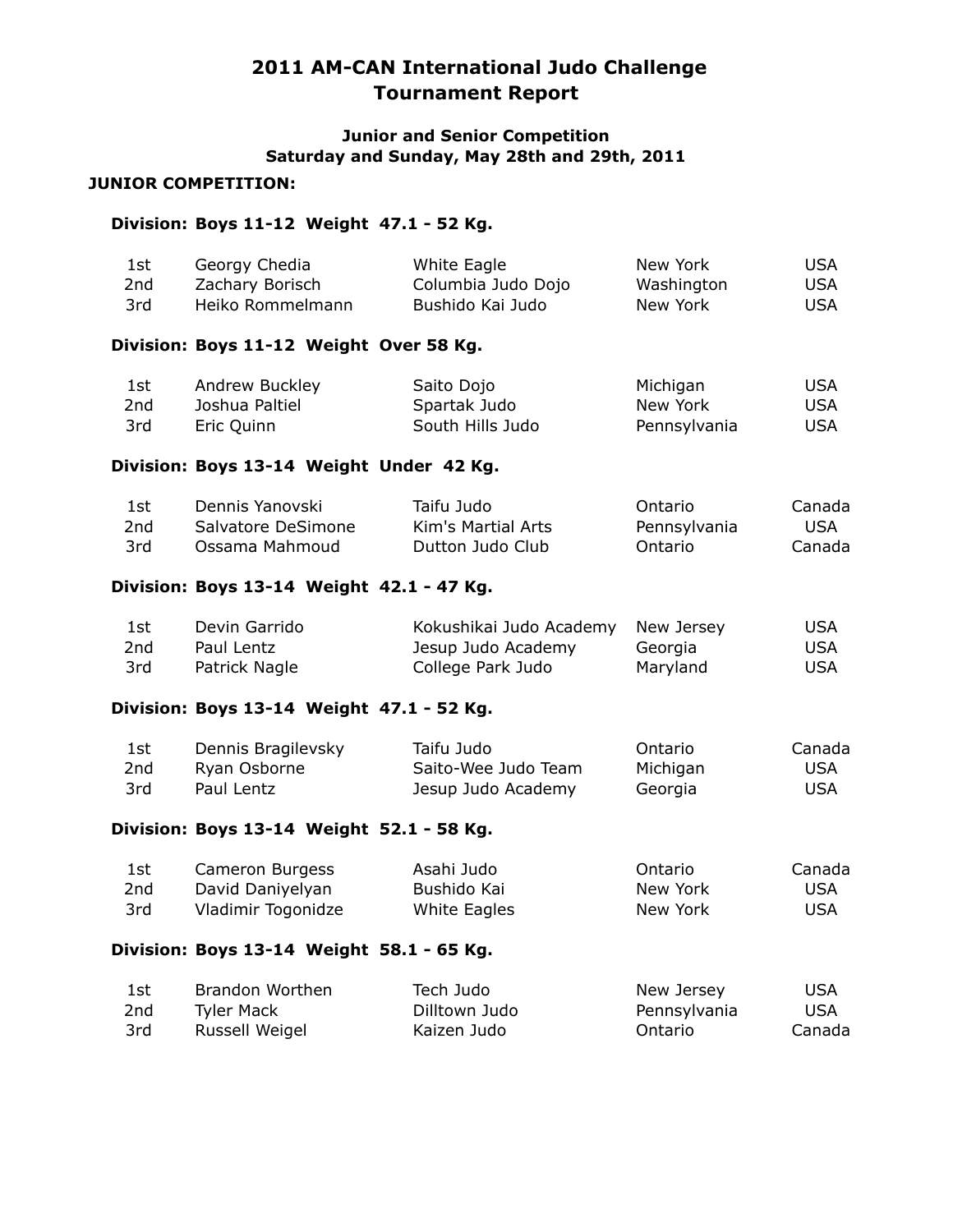# 2011 AM-CAN International Judo Challenge
# Tournament Report

### Junior and Senior Competition
### Saturday and Sunday, May 28th and 29th, 2011

**JUNIOR COMPETITION:**

**Division: Boys 11-12 Weight 47.1 - 52 Kg.**

| | | | | |
|---|---|---|---|---|
| 1st | Georgy Chedia | White Eagle | New York | USA |
| 2nd | Zachary Borisch | Columbia Judo Dojo | Washington | USA |
| 3rd | Heiko Rommelmann | Bushido Kai Judo | New York | USA |

**Division: Boys 11-12 Weight Over 58 Kg.**

| | | | | |
|---|---|---|---|---|
| 1st | Andrew Buckley | Saito Dojo | Michigan | USA |
| 2nd | Joshua Paltiel | Spartak Judo | New York | USA |
| 3rd | Eric Quinn | South Hills Judo | Pennsylvania | USA |

**Division: Boys 13-14 Weight Under 42 Kg.**

| | | | | |
|---|---|---|---|---|
| 1st | Dennis Yanovski | Taifu Judo | Ontario | Canada |
| 2nd | Salvatore DeSimone | Kim's Martial Arts | Pennsylvania | USA |
| 3rd | Ossama Mahmoud | Dutton Judo Club | Ontario | Canada |

**Division: Boys 13-14 Weight 42.1 - 47 Kg.**

| | | | | |
|---|---|---|---|---|
| 1st | Devin Garrido | Kokushikai Judo Academy | New Jersey | USA |
| 2nd | Paul Lentz | Jesup Judo Academy | Georgia | USA |
| 3rd | Patrick Nagle | College Park Judo | Maryland | USA |

**Division: Boys 13-14 Weight 47.1 - 52 Kg.**

| | | | | |
|---|---|---|---|---|
| 1st | Dennis Bragilevsky | Taifu Judo | Ontario | Canada |
| 2nd | Ryan Osborne | Saito-Wee Judo Team | Michigan | USA |
| 3rd | Paul Lentz | Jesup Judo Academy | Georgia | USA |

**Division: Boys 13-14 Weight 52.1 - 58 Kg.**

| | | | | |
|---|---|---|---|---|
| 1st | Cameron Burgess | Asahi Judo | Ontario | Canada |
| 2nd | David Daniyelyan | Bushido Kai | New York | USA |
| 3rd | Vladimir Togonidze | White Eagles | New York | USA |

**Division: Boys 13-14 Weight 58.1 - 65 Kg.**

| | | | | |
|---|---|---|---|---|
| 1st | Brandon Worthen | Tech Judo | New Jersey | USA |
| 2nd | Tyler Mack | Dilltown Judo | Pennsylvania | USA |
| 3rd | Russell Weigel | Kaizen Judo | Ontario | Canada |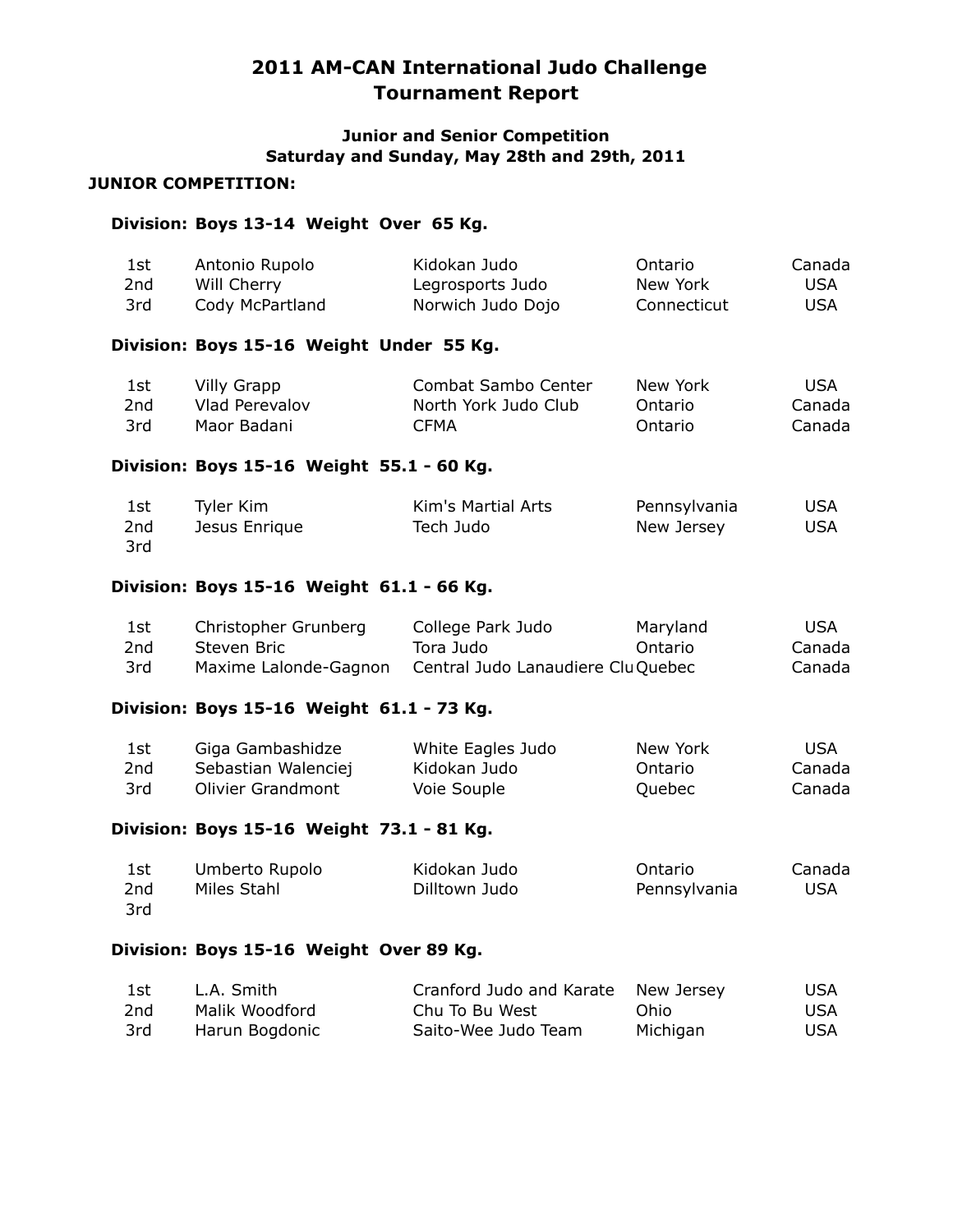# 2011 AM-CAN International Judo Challenge Tournament Report

### Junior and Senior Competition
### Saturday and Sunday, May 28th and 29th, 2011

**JUNIOR COMPETITION:**

**Division: Boys 13-14 Weight Over 65 Kg.**

| | | | | |
|---|---|---|---|---|
| 1st | Antonio Rupolo | Kidokan Judo | Ontario | Canada |
| 2nd | Will Cherry | Legrosports Judo | New York | USA |
| 3rd | Cody McPartland | Norwich Judo Dojo | Connecticut | USA |

**Division: Boys 15-16 Weight Under 55 Kg.**

| | | | | |
|---|---|---|---|---|
| 1st | Villy Grapp | Combat Sambo Center | New York | USA |
| 2nd | Vlad Perevalov | North York Judo Club | Ontario | Canada |
| 3rd | Maor Badani | CFMA | Ontario | Canada |

**Division: Boys 15-16 Weight 55.1 - 60 Kg.**

| | | | | |
|---|---|---|---|---|
| 1st | Tyler Kim | Kim's Martial Arts | Pennsylvania | USA |
| 2nd | Jesus Enrique | Tech Judo | New Jersey | USA |
| 3rd | | | | |

**Division: Boys 15-16 Weight 61.1 - 66 Kg.**

| | | | | |
|---|---|---|---|---|
| 1st | Christopher Grunberg | College Park Judo | Maryland | USA |
| 2nd | Steven Bric | Tora Judo | Ontario | Canada |
| 3rd | Maxime Lalonde-Gagnon | Central Judo Lanaudiere Clu | Quebec | Canada |

**Division: Boys 15-16 Weight 61.1 - 73 Kg.**

| | | | | |
|---|---|---|---|---|
| 1st | Giga Gambashidze | White Eagles Judo | New York | USA |
| 2nd | Sebastian Walenciej | Kidokan Judo | Ontario | Canada |
| 3rd | Olivier Grandmont | Voie Souple | Quebec | Canada |

**Division: Boys 15-16 Weight 73.1 - 81 Kg.**

| | | | | |
|---|---|---|---|---|
| 1st | Umberto Rupolo | Kidokan Judo | Ontario | Canada |
| 2nd | Miles Stahl | Dilltown Judo | Pennsylvania | USA |
| 3rd | | | | |

**Division: Boys 15-16 Weight Over 89 Kg.**

| | | | | |
|---|---|---|---|---|
| 1st | L.A. Smith | Cranford Judo and Karate | New Jersey | USA |
| 2nd | Malik Woodford | Chu To Bu West | Ohio | USA |
| 3rd | Harun Bogdonic | Saito-Wee Judo Team | Michigan | USA |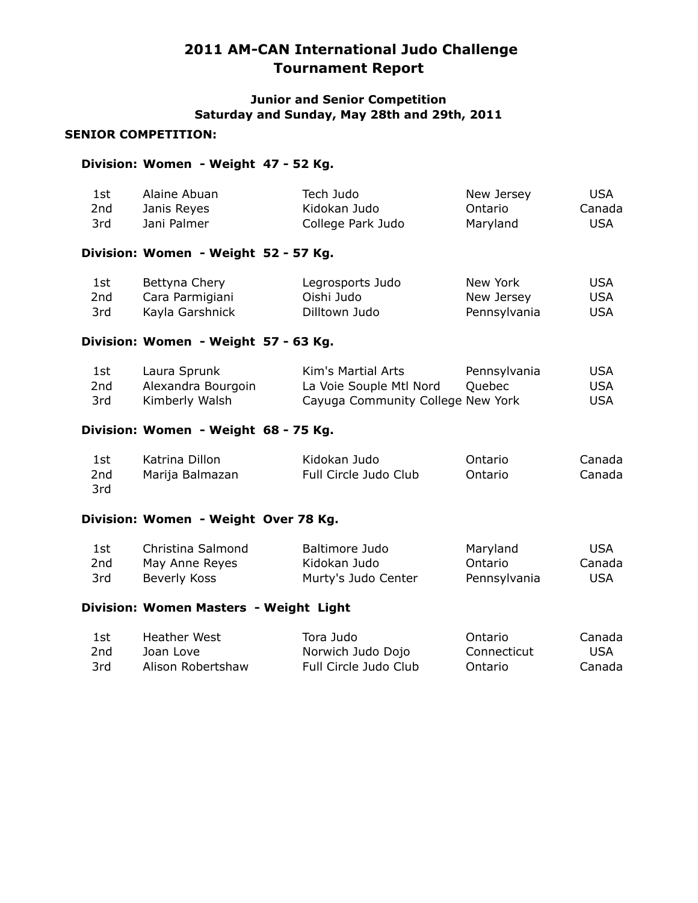# 2011 AM-CAN International Judo Challenge
# Tournament Report

### Junior and Senior Competition
### Saturday and Sunday, May 28th and 29th, 2011

**SENIOR COMPETITION:**

**Division: Women - Weight 47 - 52 Kg.**

| Place | Name | Club | State/Province | Country |
|---|---|---|---|---|
| 1st | Alaine Abuan | Tech Judo | New Jersey | USA |
| 2nd | Janis Reyes | Kidokan Judo | Ontario | Canada |
| 3rd | Jani Palmer | College Park Judo | Maryland | USA |

**Division: Women - Weight 52 - 57 Kg.**

| Place | Name | Club | State/Province | Country |
|---|---|---|---|---|
| 1st | Bettyna Chery | Legrosports Judo | New York | USA |
| 2nd | Cara Parmigiani | Oishi Judo | New Jersey | USA |
| 3rd | Kayla Garshnick | Dilltown Judo | Pennsylvania | USA |

**Division: Women - Weight 57 - 63 Kg.**

| Place | Name | Club | State/Province | Country |
|---|---|---|---|---|
| 1st | Laura Sprunk | Kim's Martial Arts | Pennsylvania | USA |
| 2nd | Alexandra Bourgoin | La Voie Souple Mtl Nord | Quebec | USA |
| 3rd | Kimberly Walsh | Cayuga Community College | New York | USA |

**Division: Women - Weight 68 - 75 Kg.**

| Place | Name | Club | State/Province | Country |
|---|---|---|---|---|
| 1st | Katrina Dillon | Kidokan Judo | Ontario | Canada |
| 2nd | Marija Balmazan | Full Circle Judo Club | Ontario | Canada |
| 3rd | | | | |

**Division: Women - Weight Over 78 Kg.**

| Place | Name | Club | State/Province | Country |
|---|---|---|---|---|
| 1st | Christina Salmond | Baltimore Judo | Maryland | USA |
| 2nd | May Anne Reyes | Kidokan Judo | Ontario | Canada |
| 3rd | Beverly Koss | Murty's Judo Center | Pennsylvania | USA |

**Division: Women Masters - Weight Light**

| Place | Name | Club | State/Province | Country |
|---|---|---|---|---|
| 1st | Heather West | Tora Judo | Ontario | Canada |
| 2nd | Joan Love | Norwich Judo Dojo | Connecticut | USA |
| 3rd | Alison Robertshaw | Full Circle Judo Club | Ontario | Canada |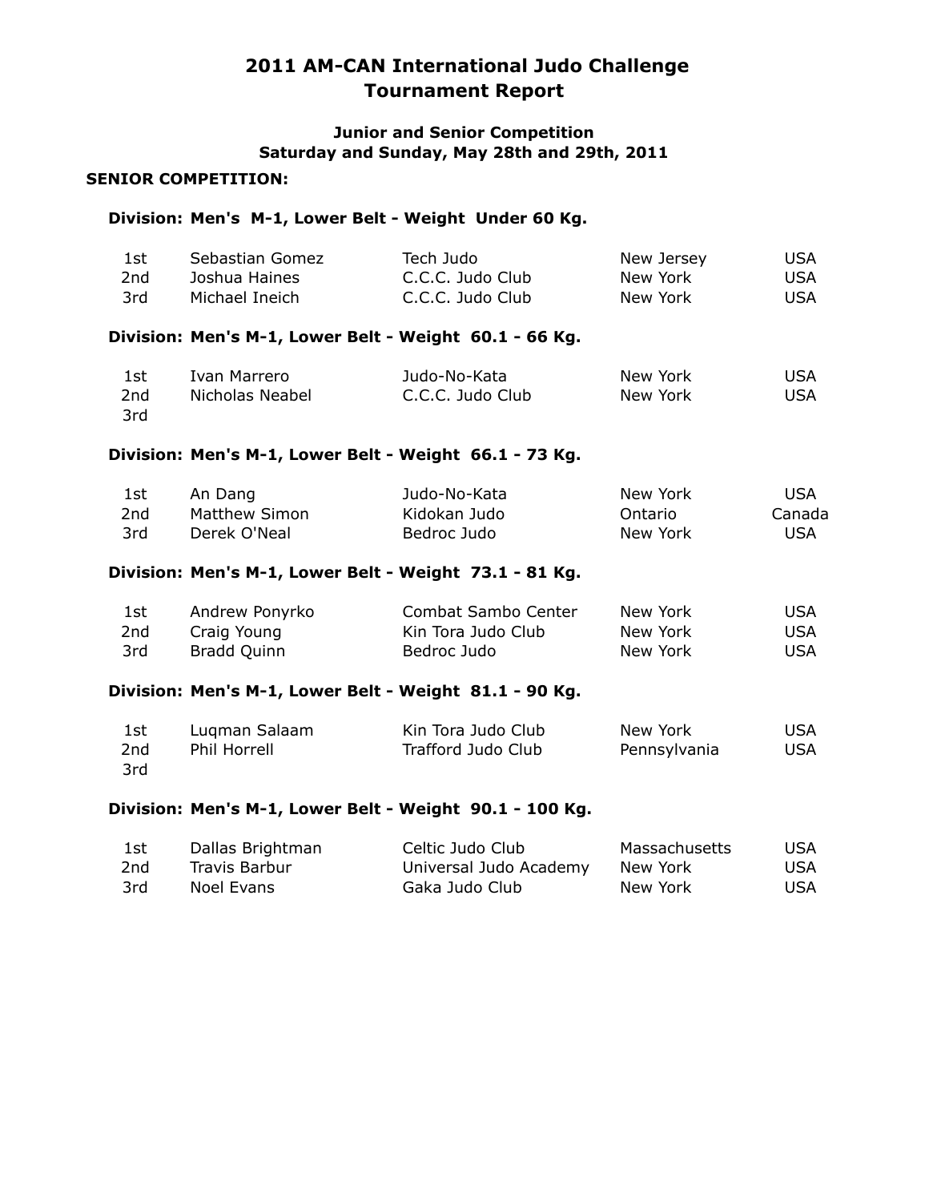# 2011 AM-CAN International Judo Challenge
# Tournament Report

### Junior and Senior Competition
### Saturday and Sunday, May 28th and 29th, 2011

**SENIOR COMPETITION:**

**Division: Men's M-1, Lower Belt - Weight Under 60 Kg.**

| | | | | |
|---|---|---|---|---|
| 1st | Sebastian Gomez | Tech Judo | New Jersey | USA |
| 2nd | Joshua Haines | C.C.C. Judo Club | New York | USA |
| 3rd | Michael Ineich | C.C.C. Judo Club | New York | USA |

**Division: Men's M-1, Lower Belt - Weight 60.1 - 66 Kg.**

| | | | | |
|---|---|---|---|---|
| 1st | Ivan Marrero | Judo-No-Kata | New York | USA |
| 2nd | Nicholas Neabel | C.C.C. Judo Club | New York | USA |
| 3rd | | | | |

**Division: Men's M-1, Lower Belt - Weight 66.1 - 73 Kg.**

| | | | | |
|---|---|---|---|---|
| 1st | An Dang | Judo-No-Kata | New York | USA |
| 2nd | Matthew Simon | Kidokan Judo | Ontario | Canada |
| 3rd | Derek O'Neal | Bedroc Judo | New York | USA |

**Division: Men's M-1, Lower Belt - Weight 73.1 - 81 Kg.**

| | | | | |
|---|---|---|---|---|
| 1st | Andrew Ponyrko | Combat Sambo Center | New York | USA |
| 2nd | Craig Young | Kin Tora Judo Club | New York | USA |
| 3rd | Bradd Quinn | Bedroc Judo | New York | USA |

**Division: Men's M-1, Lower Belt - Weight 81.1 - 90 Kg.**

| | | | | |
|---|---|---|---|---|
| 1st | Luqman Salaam | Kin Tora Judo Club | New York | USA |
| 2nd | Phil Horrell | Trafford Judo Club | Pennsylvania | USA |
| 3rd | | | | |

**Division: Men's M-1, Lower Belt - Weight 90.1 - 100 Kg.**

| | | | | |
|---|---|---|---|---|
| 1st | Dallas Brightman | Celtic Judo Club | Massachusetts | USA |
| 2nd | Travis Barbur | Universal Judo Academy | New York | USA |
| 3rd | Noel Evans | Gaka Judo Club | New York | USA |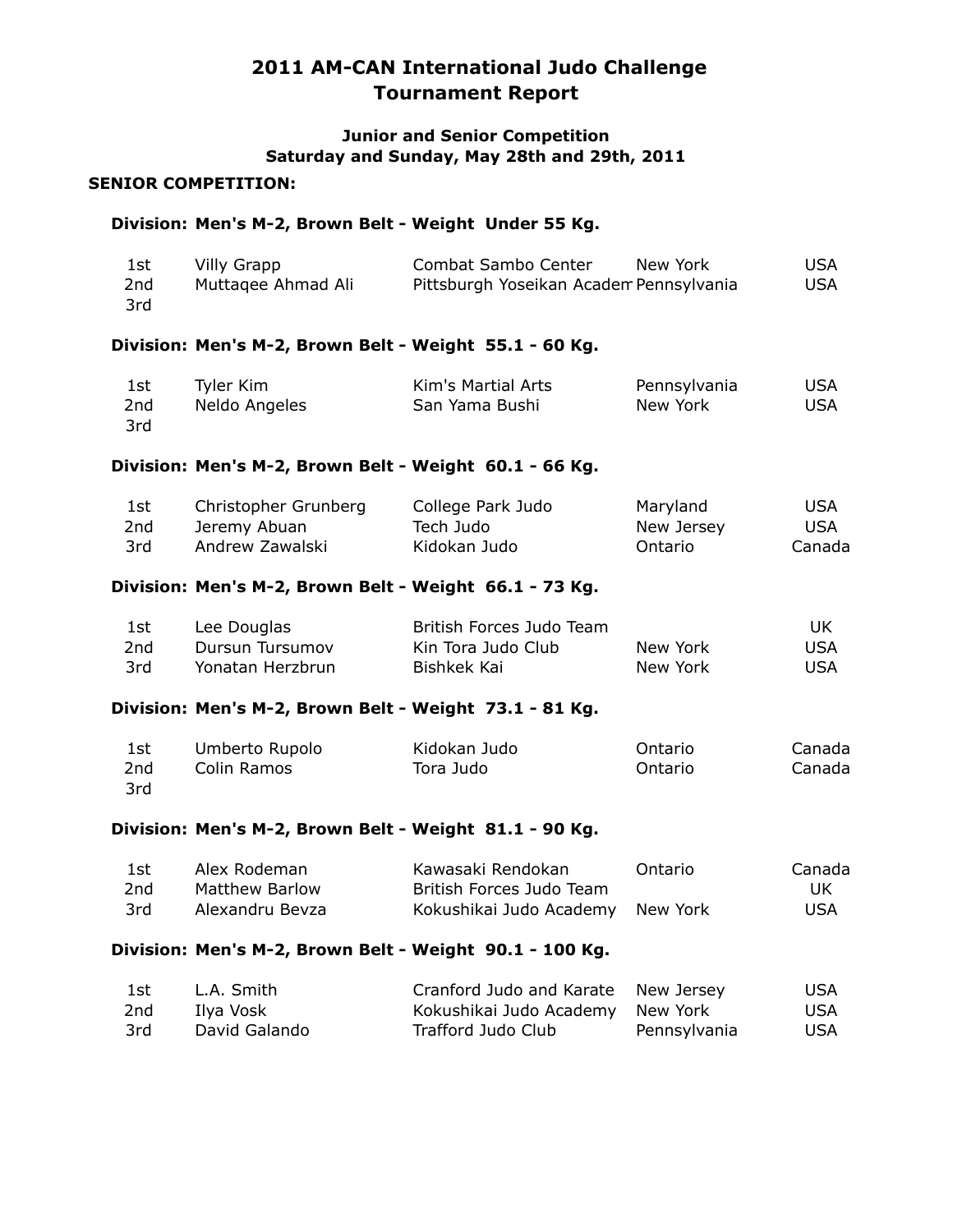# 2011 AM-CAN International Judo Challenge
# Tournament Report

### Junior and Senior Competition
### Saturday and Sunday, May 28th and 29th, 2011

**SENIOR COMPETITION:**

**Division: Men's M-2, Brown Belt - Weight Under 55 Kg.**

| | | | | |
|---|---|---|---|---|
| 1st | Villy Grapp | Combat Sambo Center | New York | USA |
| 2nd | Muttaqee Ahmad Ali | Pittsburgh Yoseikan Academ | Pennsylvania | USA |
| 3rd | | | | |

**Division: Men's M-2, Brown Belt - Weight 55.1 - 60 Kg.**

| | | | | |
|---|---|---|---|---|
| 1st | Tyler Kim | Kim's Martial Arts | Pennsylvania | USA |
| 2nd | Neldo Angeles | San Yama Bushi | New York | USA |
| 3rd | | | | |

**Division: Men's M-2, Brown Belt - Weight 60.1 - 66 Kg.**

| | | | | |
|---|---|---|---|---|
| 1st | Christopher Grunberg | College Park Judo | Maryland | USA |
| 2nd | Jeremy Abuan | Tech Judo | New Jersey | USA |
| 3rd | Andrew Zawalski | Kidokan Judo | Ontario | Canada |

**Division: Men's M-2, Brown Belt - Weight 66.1 - 73 Kg.**

| | | | | |
|---|---|---|---|---|
| 1st | Lee Douglas | British Forces Judo Team | | UK |
| 2nd | Dursun Tursumov | Kin Tora Judo Club | New York | USA |
| 3rd | Yonatan Herzbrun | Bishkek Kai | New York | USA |

**Division: Men's M-2, Brown Belt - Weight 73.1 - 81 Kg.**

| | | | | |
|---|---|---|---|---|
| 1st | Umberto Rupolo | Kidokan Judo | Ontario | Canada |
| 2nd | Colin Ramos | Tora Judo | Ontario | Canada |
| 3rd | | | | |

**Division: Men's M-2, Brown Belt - Weight 81.1 - 90 Kg.**

| | | | | |
|---|---|---|---|---|
| 1st | Alex Rodeman | Kawasaki Rendokan | Ontario | Canada |
| 2nd | Matthew Barlow | British Forces Judo Team | | UK |
| 3rd | Alexandru Bevza | Kokushikai Judo Academy | New York | USA |

**Division: Men's M-2, Brown Belt - Weight 90.1 - 100 Kg.**

| | | | | |
|---|---|---|---|---|
| 1st | L.A. Smith | Cranford Judo and Karate | New Jersey | USA |
| 2nd | Ilya Vosk | Kokushikai Judo Academy | New York | USA |
| 3rd | David Galando | Trafford Judo Club | Pennsylvania | USA |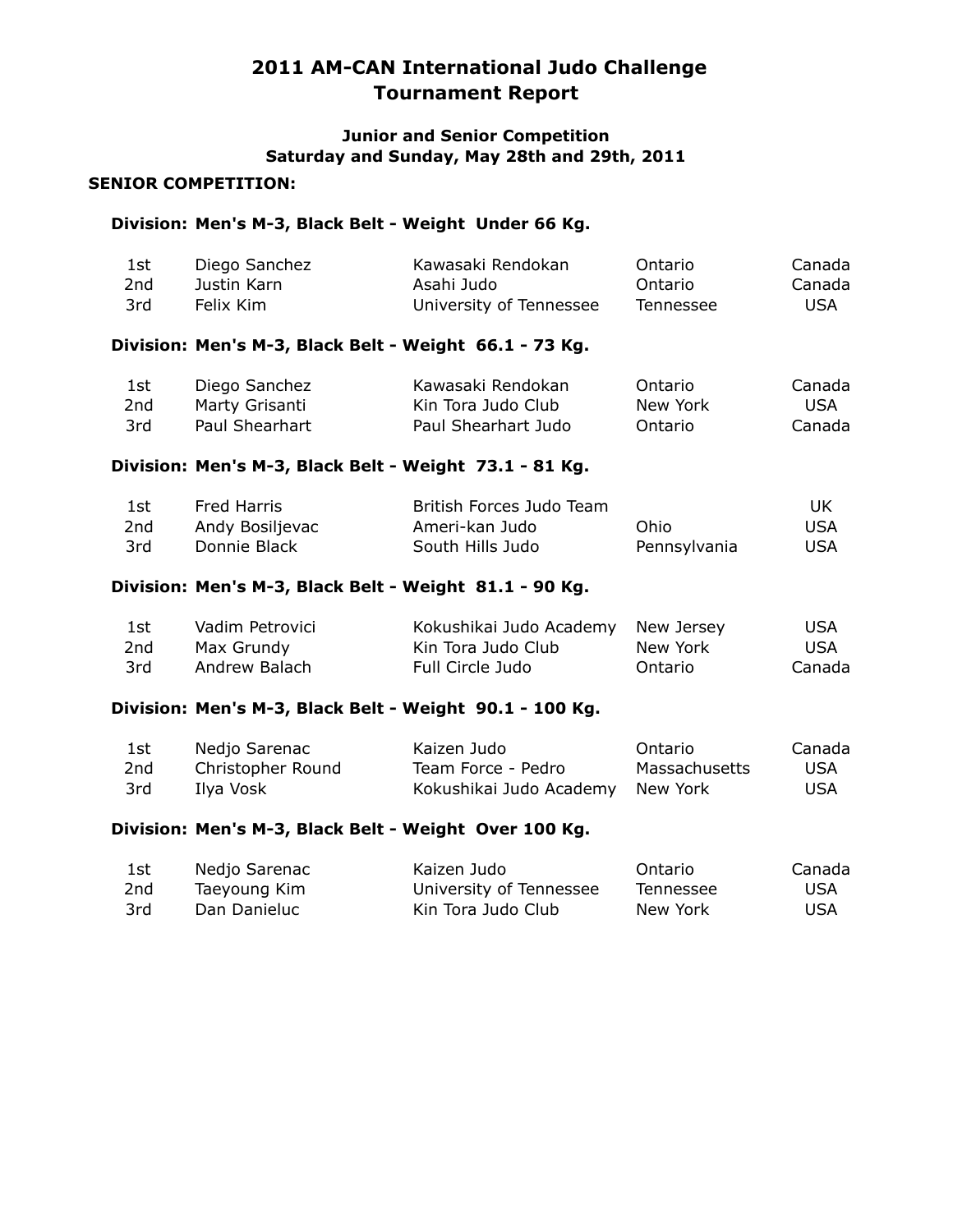# 2011 AM-CAN International Judo Challenge Tournament Report

### Junior and Senior Competition
### Saturday and Sunday, May 28th and 29th, 2011

**SENIOR COMPETITION:**

**Division: Men's M-3, Black Belt - Weight Under 66 Kg.**

| | | | | |
|---|---|---|---|---|
| 1st | Diego Sanchez | Kawasaki Rendokan | Ontario | Canada |
| 2nd | Justin Karn | Asahi Judo | Ontario | Canada |
| 3rd | Felix Kim | University of Tennessee | Tennessee | USA |

**Division: Men's M-3, Black Belt - Weight 66.1 - 73 Kg.**

| | | | | |
|---|---|---|---|---|
| 1st | Diego Sanchez | Kawasaki Rendokan | Ontario | Canada |
| 2nd | Marty Grisanti | Kin Tora Judo Club | New York | USA |
| 3rd | Paul Shearhart | Paul Shearhart Judo | Ontario | Canada |

**Division: Men's M-3, Black Belt - Weight 73.1 - 81 Kg.**

| | | | | |
|---|---|---|---|---|
| 1st | Fred Harris | British Forces Judo Team | | UK |
| 2nd | Andy Bosiljevac | Ameri-kan Judo | Ohio | USA |
| 3rd | Donnie Black | South Hills Judo | Pennsylvania | USA |

**Division: Men's M-3, Black Belt - Weight 81.1 - 90 Kg.**

| | | | | |
|---|---|---|---|---|
| 1st | Vadim Petrovici | Kokushikai Judo Academy | New Jersey | USA |
| 2nd | Max Grundy | Kin Tora Judo Club | New York | USA |
| 3rd | Andrew Balach | Full Circle Judo | Ontario | Canada |

**Division: Men's M-3, Black Belt - Weight 90.1 - 100 Kg.**

| | | | | |
|---|---|---|---|---|
| 1st | Nedjo Sarenac | Kaizen Judo | Ontario | Canada |
| 2nd | Christopher Round | Team Force - Pedro | Massachusetts | USA |
| 3rd | Ilya Vosk | Kokushikai Judo Academy | New York | USA |

**Division: Men's M-3, Black Belt - Weight Over 100 Kg.**

| | | | | |
|---|---|---|---|---|
| 1st | Nedjo Sarenac | Kaizen Judo | Ontario | Canada |
| 2nd | Taeyoung Kim | University of Tennessee | Tennessee | USA |
| 3rd | Dan Danieluc | Kin Tora Judo Club | New York | USA |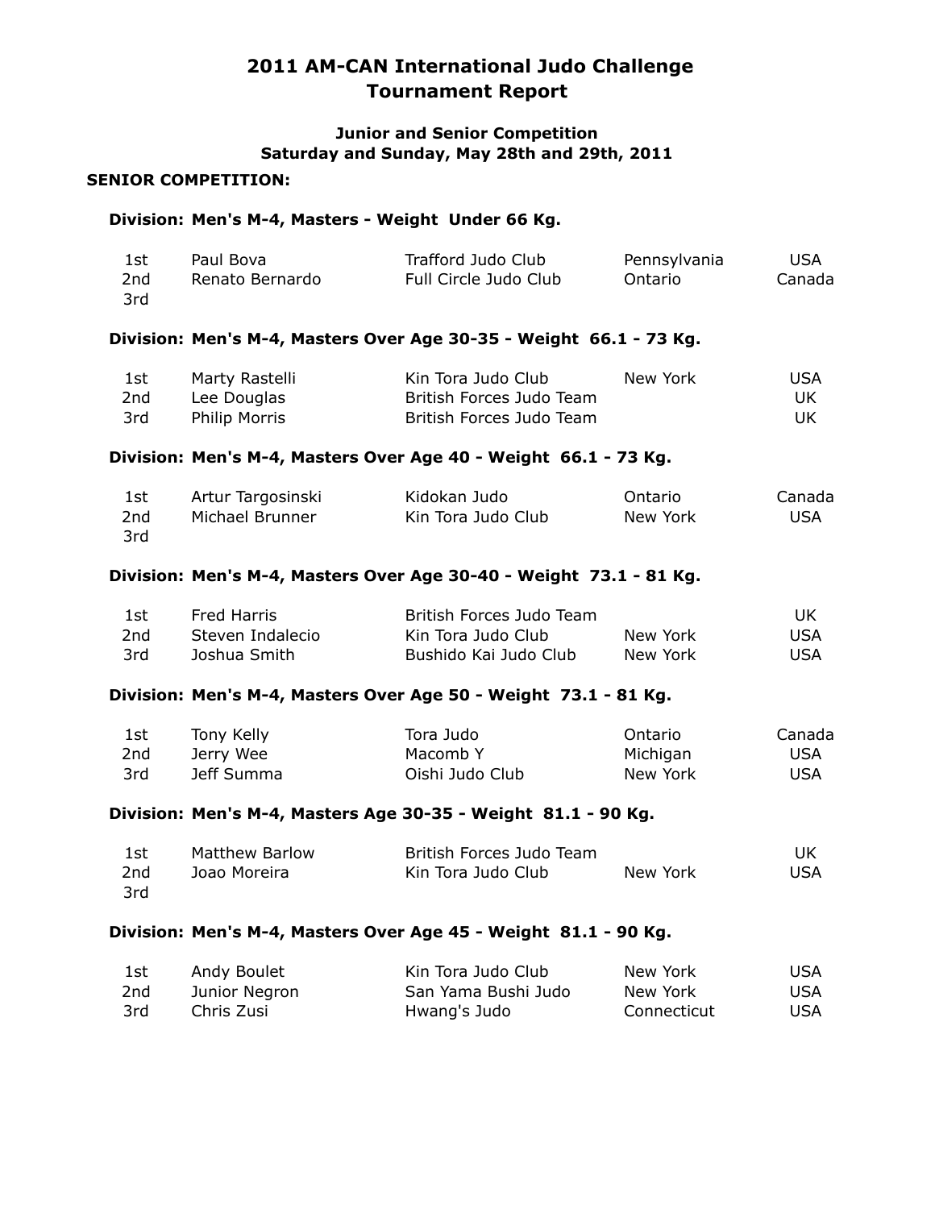# 2011 AM-CAN International Judo Challenge Tournament Report

**Junior and Senior Competition**
**Saturday and Sunday, May 28th and 29th, 2011**

## SENIOR COMPETITION:

### Division: Men's M-4, Masters - Weight Under 66 Kg.

| | | | | |
|---|---|---|---|---|
| 1st | Paul Bova | Trafford Judo Club | Pennsylvania | USA |
| 2nd | Renato Bernardo | Full Circle Judo Club | Ontario | Canada |
| 3rd | | | | |

### Division: Men's M-4, Masters Over Age 30-35 - Weight 66.1 - 73 Kg.

| | | | | |
|---|---|---|---|---|
| 1st | Marty Rastelli | Kin Tora Judo Club | New York | USA |
| 2nd | Lee Douglas | British Forces Judo Team | | UK |
| 3rd | Philip Morris | British Forces Judo Team | | UK |

### Division: Men's M-4, Masters Over Age 40 - Weight 66.1 - 73 Kg.

| | | | | |
|---|---|---|---|---|
| 1st | Artur Targosinski | Kidokan Judo | Ontario | Canada |
| 2nd | Michael Brunner | Kin Tora Judo Club | New York | USA |
| 3rd | | | | |

### Division: Men's M-4, Masters Over Age 30-40 - Weight 73.1 - 81 Kg.

| | | | | |
|---|---|---|---|---|
| 1st | Fred Harris | British Forces Judo Team | | UK |
| 2nd | Steven Indalecio | Kin Tora Judo Club | New York | USA |
| 3rd | Joshua Smith | Bushido Kai Judo Club | New York | USA |

### Division: Men's M-4, Masters Over Age 50 - Weight 73.1 - 81 Kg.

| | | | | |
|---|---|---|---|---|
| 1st | Tony Kelly | Tora Judo | Ontario | Canada |
| 2nd | Jerry Wee | Macomb Y | Michigan | USA |
| 3rd | Jeff Summa | Oishi Judo Club | New York | USA |

### Division: Men's M-4, Masters Age 30-35 - Weight 81.1 - 90 Kg.

| | | | | |
|---|---|---|---|---|
| 1st | Matthew Barlow | British Forces Judo Team | | UK |
| 2nd | Joao Moreira | Kin Tora Judo Club | New York | USA |
| 3rd | | | | |

### Division: Men's M-4, Masters Over Age 45 - Weight 81.1 - 90 Kg.

| | | | | |
|---|---|---|---|---|
| 1st | Andy Boulet | Kin Tora Judo Club | New York | USA |
| 2nd | Junior Negron | San Yama Bushi Judo | New York | USA |
| 3rd | Chris Zusi | Hwang's Judo | Connecticut | USA |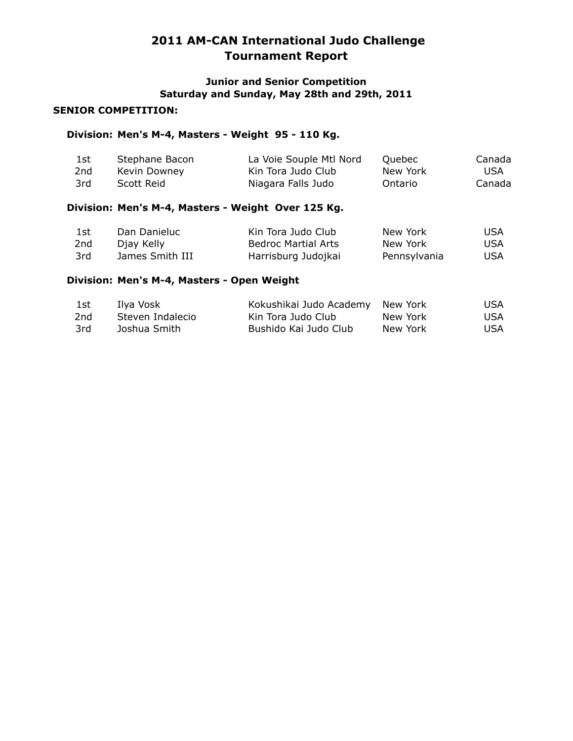# 2011 AM-CAN International Judo Challenge
# Tournament Report

### Junior and Senior Competition
### Saturday and Sunday, May 28th and 29th, 2011

**SENIOR COMPETITION:**

**Division: Men's M-4, Masters - Weight 95 - 110 Kg.**

| | | | | |
|---|---|---|---|---|
| 1st | Stephane Bacon | La Voie Souple Mtl Nord | Quebec | Canada |
| 2nd | Kevin Downey | Kin Tora Judo Club | New York | USA |
| 3rd | Scott Reid | Niagara Falls Judo | Ontario | Canada |

**Division: Men's M-4, Masters - Weight Over 125 Kg.**

| | | | | |
|---|---|---|---|---|
| 1st | Dan Danieluc | Kin Tora Judo Club | New York | USA |
| 2nd | Djay Kelly | Bedroc Martial Arts | New York | USA |
| 3rd | James Smith III | Harrisburg Judojkai | Pennsylvania | USA |

**Division: Men's M-4, Masters - Open Weight**

| | | | | |
|---|---|---|---|---|
| 1st | Ilya Vosk | Kokushikai Judo Academy | New York | USA |
| 2nd | Steven Indalecio | Kin Tora Judo Club | New York | USA |
| 3rd | Joshua Smith | Bushido Kai Judo Club | New York | USA |